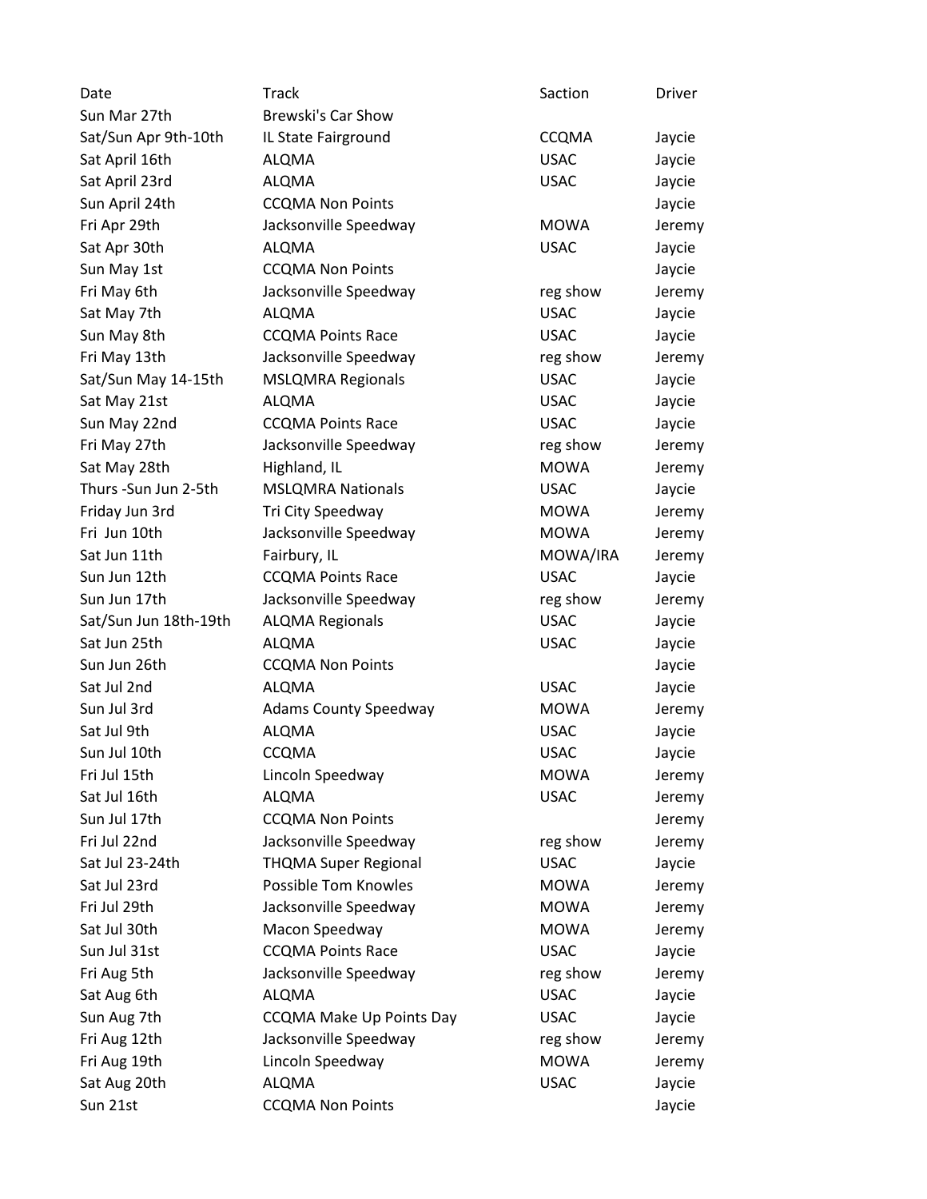| Date | Track | Saction | Driver |
|---|---|---|---|
| Sun Mar 27th | Brewski's Car Show | | |
| Sat/Sun Apr 9th-10th | IL State Fairground | CCQMA | Jaycie |
| Sat April 16th | ALQMA | USAC | Jaycie |
| Sat April 23rd | ALQMA | USAC | Jaycie |
| Sun April 24th | CCQMA Non Points | | Jaycie |
| Fri Apr 29th | Jacksonville Speedway | MOWA | Jeremy |
| Sat Apr 30th | ALQMA | USAC | Jaycie |
| Sun May 1st | CCQMA Non Points | | Jaycie |
| Fri May 6th | Jacksonville Speedway | reg show | Jeremy |
| Sat May 7th | ALQMA | USAC | Jaycie |
| Sun May 8th | CCQMA Points Race | USAC | Jaycie |
| Fri May 13th | Jacksonville Speedway | reg show | Jeremy |
| Sat/Sun May 14-15th | MSLQMRA Regionals | USAC | Jaycie |
| Sat May 21st | ALQMA | USAC | Jaycie |
| Sun May 22nd | CCQMA Points Race | USAC | Jaycie |
| Fri May 27th | Jacksonville Speedway | reg show | Jeremy |
| Sat May 28th | Highland, IL | MOWA | Jeremy |
| Thurs -Sun Jun 2-5th | MSLQMRA Nationals | USAC | Jaycie |
| Friday Jun 3rd | Tri City Speedway | MOWA | Jeremy |
| Fri Jun 10th | Jacksonville Speedway | MOWA | Jeremy |
| Sat Jun 11th | Fairbury, IL | MOWA/IRA | Jeremy |
| Sun Jun 12th | CCQMA Points Race | USAC | Jaycie |
| Sun Jun 17th | Jacksonville Speedway | reg show | Jeremy |
| Sat/Sun Jun 18th-19th | ALQMA Regionals | USAC | Jaycie |
| Sat Jun 25th | ALQMA | USAC | Jaycie |
| Sun Jun 26th | CCQMA Non Points | | Jaycie |
| Sat Jul 2nd | ALQMA | USAC | Jaycie |
| Sun Jul 3rd | Adams County Speedway | MOWA | Jeremy |
| Sat Jul 9th | ALQMA | USAC | Jaycie |
| Sun Jul 10th | CCQMA | USAC | Jaycie |
| Fri Jul 15th | Lincoln Speedway | MOWA | Jeremy |
| Sat Jul 16th | ALQMA | USAC | Jeremy |
| Sun Jul 17th | CCQMA Non Points | | Jeremy |
| Fri Jul 22nd | Jacksonville Speedway | reg show | Jeremy |
| Sat Jul 23-24th | THQMA Super Regional | USAC | Jaycie |
| Sat Jul 23rd | Possible Tom Knowles | MOWA | Jeremy |
| Fri Jul 29th | Jacksonville Speedway | MOWA | Jeremy |
| Sat Jul 30th | Macon Speedway | MOWA | Jeremy |
| Sun Jul 31st | CCQMA Points Race | USAC | Jaycie |
| Fri Aug 5th | Jacksonville Speedway | reg show | Jeremy |
| Sat Aug 6th | ALQMA | USAC | Jaycie |
| Sun Aug 7th | CCQMA Make Up Points Day | USAC | Jaycie |
| Fri Aug 12th | Jacksonville Speedway | reg show | Jeremy |
| Fri Aug 19th | Lincoln Speedway | MOWA | Jeremy |
| Sat Aug 20th | ALQMA | USAC | Jaycie |
| Sun 21st | CCQMA Non Points | | Jaycie |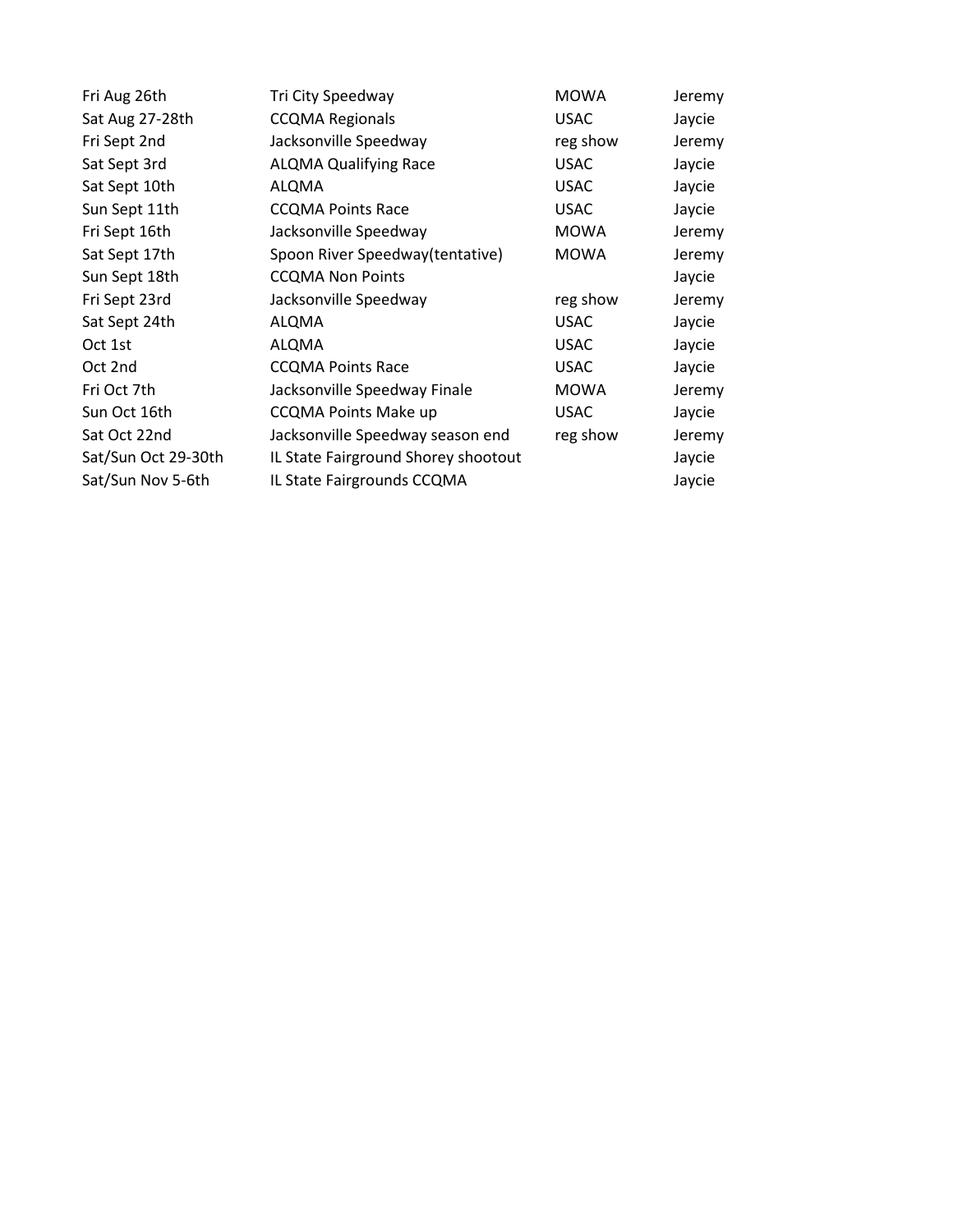| | | | |
|---|---|---|---|
| Fri Aug 26th | Tri City Speedway | MOWA | Jeremy |
| Sat Aug 27-28th | CCQMA Regionals | USAC | Jaycie |
| Fri Sept 2nd | Jacksonville Speedway | reg show | Jeremy |
| Sat Sept 3rd | ALQMA Qualifying Race | USAC | Jaycie |
| Sat Sept 10th | ALQMA | USAC | Jaycie |
| Sun Sept 11th | CCQMA Points Race | USAC | Jaycie |
| Fri Sept 16th | Jacksonville Speedway | MOWA | Jeremy |
| Sat Sept 17th | Spoon River Speedway(tentative) | MOWA | Jeremy |
| Sun Sept 18th | CCQMA Non Points | | Jaycie |
| Fri Sept 23rd | Jacksonville Speedway | reg show | Jeremy |
| Sat Sept 24th | ALQMA | USAC | Jaycie |
| Oct 1st | ALQMA | USAC | Jaycie |
| Oct 2nd | CCQMA Points Race | USAC | Jaycie |
| Fri Oct 7th | Jacksonville Speedway Finale | MOWA | Jeremy |
| Sun Oct 16th | CCQMA Points Make up | USAC | Jaycie |
| Sat Oct 22nd | Jacksonville Speedway season end | reg show | Jeremy |
| Sat/Sun Oct 29-30th | IL State Fairground Shorey shootout | | Jaycie |
| Sat/Sun Nov 5-6th | IL State Fairgrounds CCQMA | | Jaycie |